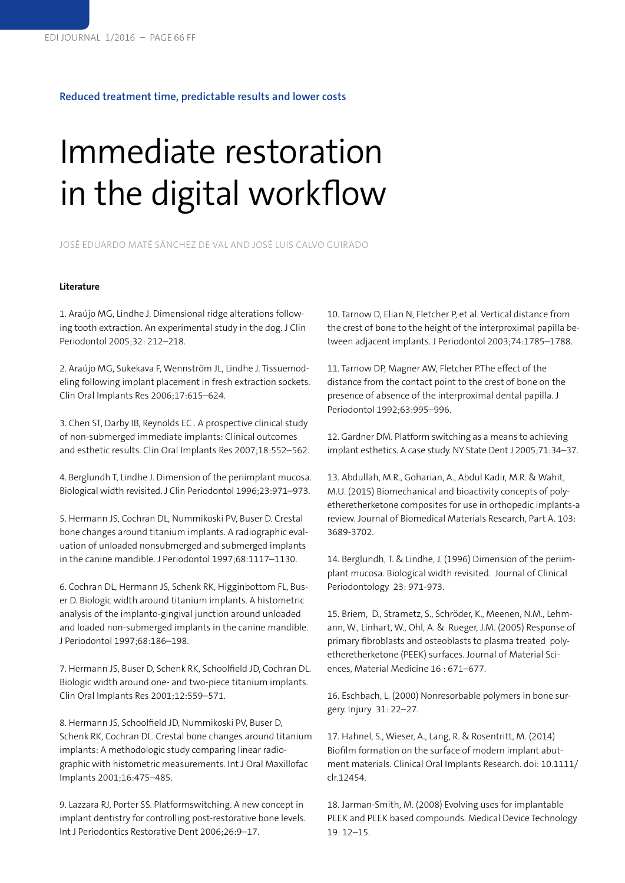**Reduced treatment time, predictable results and lower costs**

# Immediate restoration in the digital workflow

JOSÉ EDUARDO MATÉ SÁNCHEZ DE VAL AND JOSÉ LUIS CALVO GUIRADO

#### Literature

1. Araújo MG, Lindhe J. Dimensional ridge alterations following tooth extraction. An experimental study in the dog. J Clin Periodontol 2005;32: 212–218.

2. Araújo MG, Sukekava F, Wennström JL, Lindhe J. Tissuemodeling following implant placement in fresh extraction sockets. Clin Oral Implants Res 2006;17:615–624.

3. Chen ST, Darby IB, Reynolds EC . A prospective clinical study of non-submerged immediate implants: Clinical outcomes and esthetic results. Clin Oral Implants Res 2007;18:552–562.

4. Berglundh T, Lindhe J. Dimension of the periimplant mucosa. Biological width revisited. J Clin Periodontol 1996;23:971–973.

5. Hermann JS, Cochran DL, Nummikoski PV, Buser D. Crestal bone changes around titanium implants. A radiographic evaluation of unloaded nonsubmerged and submerged implants in the canine mandible. J Periodontol 1997;68:1117–1130.

6. Cochran DL, Hermann JS, Schenk RK, Higginbottom FL, Buser D. Biologic width around titanium implants. A histometric analysis of the implanto-gingival junction around unloaded and loaded non-submerged implants in the canine mandible. J Periodontol 1997;68:186–198.

7. Hermann JS, Buser D, Schenk RK, Schoolfield JD, Cochran DL. Biologic width around one- and two-piece titanium implants. Clin Oral Implants Res 2001;12:559–571.

8. Hermann JS, Schoolfield JD, Nummikoski PV, Buser D, Schenk RK, Cochran DL. Crestal bone changes around titanium implants: A methodologic study comparing linear radiographic with histometric measurements. Int J Oral Maxillofac Implants 2001;16:475–485.

9. Lazzara RJ, Porter SS. Platformswitching. A new concept in implant dentistry for controlling post-restorative bone levels. Int J Periodontics Restorative Dent 2006;26:9–17.

10. Tarnow D, Elian N, Fletcher P, et al. Vertical distance from the crest of bone to the height of the interproximal papilla between adjacent implants. J Periodontol 2003;74:1785–1788.

11. Tarnow DP, Magner AW, Fletcher P.The effect of the distance from the contact point to the crest of bone on the presence of absence of the interproximal dental papilla. J Periodontol 1992;63:995–996.

12. Gardner DM. Platform switching as a means to achieving implant esthetics. A case study. NY State Dent J 2005;71:34–37.

13. Abdullah, M.R., Goharian, A., Abdul Kadir, M.R. & Wahit, M.U. (2015) Biomechanical and bioactivity concepts of polyetheretherketone composites for use in orthopedic implants-a review. Journal of Biomedical Materials Research, Part A. 103: 3689-3702.

14. Berglundh, T. & Lindhe, J. (1996) Dimension of the periimplant mucosa. Biological width revisited. Journal of Clinical Periodontology 23: 971-973.

15. Briem, D., Strametz, S., Schröder, K., Meenen, N.M., Lehmann, W., Linhart, W., Ohl, A. & Rueger, J.M. (2005) Response of primary fibroblasts and osteoblasts to plasma treated polyetheretherketone (PEEK) surfaces. Journal of Material Sciences, Material Medicine 16 : 671–677.

16. Eschbach, L. (2000) Nonresorbable polymers in bone surgery. Injury 31: 22–27.

17. Hahnel, S., Wieser, A., Lang, R. & Rosentritt, M. (2014) Biofilm formation on the surface of modern implant abutment materials. Clinical Oral Implants Research. doi: 10.1111/clr.12454.

18. Jarman-Smith, M. (2008) Evolving uses for implantable PEEK and PEEK based compounds. Medical Device Technology 19: 12–15.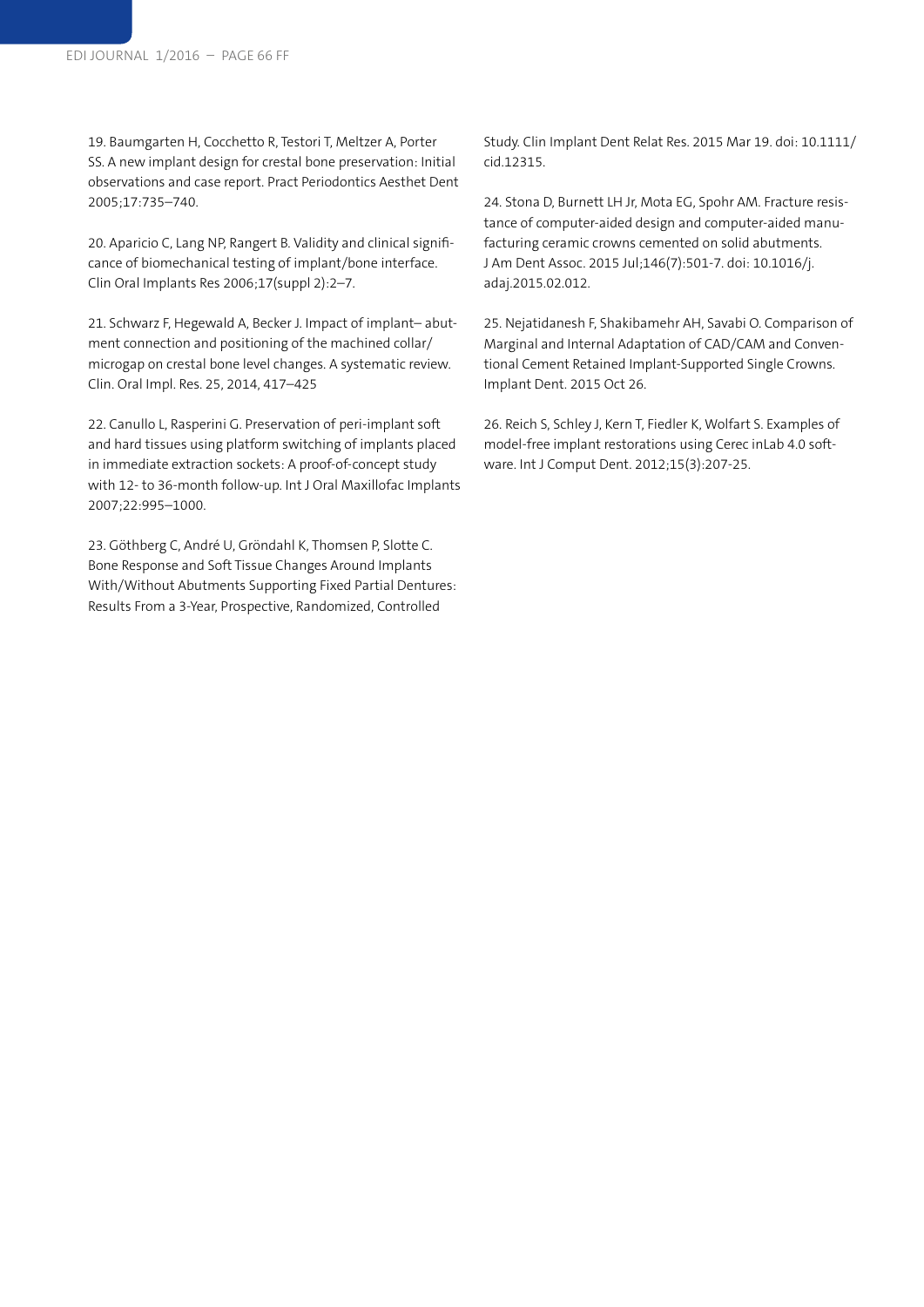19. Baumgarten H, Cocchetto R, Testori T, Meltzer A, Porter SS. A new implant design for crestal bone preservation: Initial observations and case report. Pract Periodontics Aesthet Dent 2005;17:735–740.

20. Aparicio C, Lang NP, Rangert B. Validity and clinical significance of biomechanical testing of implant/bone interface. Clin Oral Implants Res 2006;17(suppl 2):2–7.

21. Schwarz F, Hegewald A, Becker J. Impact of implant– abutment connection and positioning of the machined collar/ microgap on crestal bone level changes. A systematic review. Clin. Oral Impl. Res. 25, 2014, 417–425

22. Canullo L, Rasperini G. Preservation of peri-implant soft and hard tissues using platform switching of implants placed in immediate extraction sockets: A proof-of-concept study with 12- to 36-month follow-up. Int J Oral Maxillofac Implants 2007;22:995–1000.

23. Göthberg C, André U, Gröndahl K, Thomsen P, Slotte C. Bone Response and Soft Tissue Changes Around Implants With/Without Abutments Supporting Fixed Partial Dentures: Results From a 3-Year, Prospective, Randomized, Controlled Study. Clin Implant Dent Relat Res. 2015 Mar 19. doi: 10.1111/cid.12315.

24. Stona D, Burnett LH Jr, Mota EG, Spohr AM. Fracture resistance of computer-aided design and computer-aided manufacturing ceramic crowns cemented on solid abutments. J Am Dent Assoc. 2015 Jul;146(7):501-7. doi: 10.1016/j.adaj.2015.02.012.

25. Nejatidanesh F, Shakibamehr AH, Savabi O. Comparison of Marginal and Internal Adaptation of CAD/CAM and Conventional Cement Retained Implant-Supported Single Crowns. Implant Dent. 2015 Oct 26.

26. Reich S, Schley J, Kern T, Fiedler K, Wolfart S. Examples of model-free implant restorations using Cerec inLab 4.0 software. Int J Comput Dent. 2012;15(3):207-25.